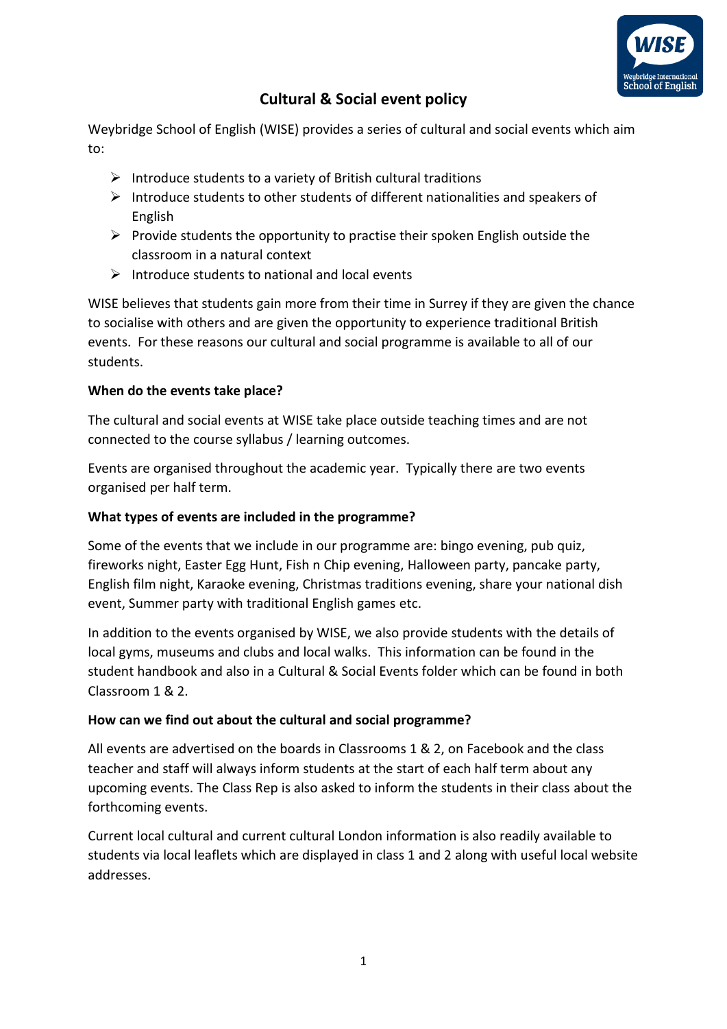# Cultural & Social event policy

Weybridge School of English (WISE) provides a series of cultural and social events which aim to:

- Introduce students to a variety of British cultural traditions
- Introduce students to other students of different nationalities and speakers of English
- Provide students the opportunity to practise their spoken English outside the classroom in a natural context
- Introduce students to national and local events

WISE believes that students gain more from their time in Surrey if they are given the chance to socialise with others and are given the opportunity to experience traditional British events. For these reasons our cultural and social programme is available to all of our students.

**When do the events take place?**

The cultural and social events at WISE take place outside teaching times and are not connected to the course syllabus / learning outcomes.

Events are organised throughout the academic year. Typically there are two events organised per half term.

**What types of events are included in the programme?**

Some of the events that we include in our programme are: bingo evening, pub quiz, fireworks night, Easter Egg Hunt, Fish n Chip evening, Halloween party, pancake party, English film night, Karaoke evening, Christmas traditions evening, share your national dish event, Summer party with traditional English games etc.

In addition to the events organised by WISE, we also provide students with the details of local gyms, museums and clubs and local walks. This information can be found in the student handbook and also in a Cultural & Social Events folder which can be found in both Classroom 1 & 2.

**How can we find out about the cultural and social programme?**

All events are advertised on the boards in Classrooms 1 & 2, on Facebook and the class teacher and staff will always inform students at the start of each half term about any upcoming events. The Class Rep is also asked to inform the students in their class about the forthcoming events.

Current local cultural and current cultural London information is also readily available to students via local leaflets which are displayed in class 1 and 2 along with useful local website addresses.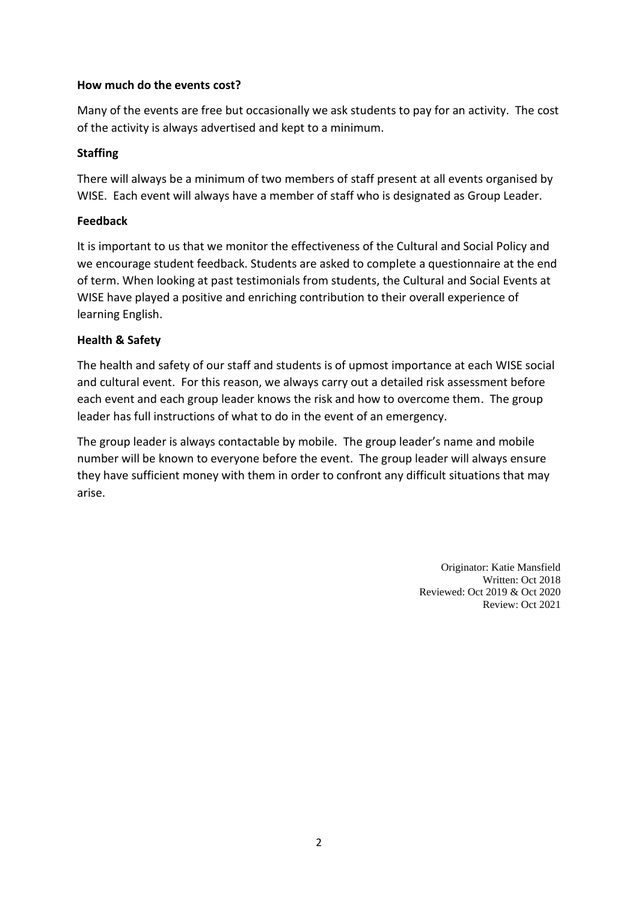**How much do the events cost?**

Many of the events are free but occasionally we ask students to pay for an activity. The cost of the activity is always advertised and kept to a minimum.

**Staffing**

There will always be a minimum of two members of staff present at all events organised by WISE. Each event will always have a member of staff who is designated as Group Leader.

**Feedback**

It is important to us that we monitor the effectiveness of the Cultural and Social Policy and we encourage student feedback. Students are asked to complete a questionnaire at the end of term. When looking at past testimonials from students, the Cultural and Social Events at WISE have played a positive and enriching contribution to their overall experience of learning English.

**Health & Safety**

The health and safety of our staff and students is of upmost importance at each WISE social and cultural event. For this reason, we always carry out a detailed risk assessment before each event and each group leader knows the risk and how to overcome them. The group leader has full instructions of what to do in the event of an emergency.

The group leader is always contactable by mobile. The group leader's name and mobile number will be known to everyone before the event. The group leader will always ensure they have sufficient money with them in order to confront any difficult situations that may arise.

Originator: Katie Mansfield
Written: Oct 2018
Reviewed: Oct 2019 & Oct 2020
Review: Oct 2021